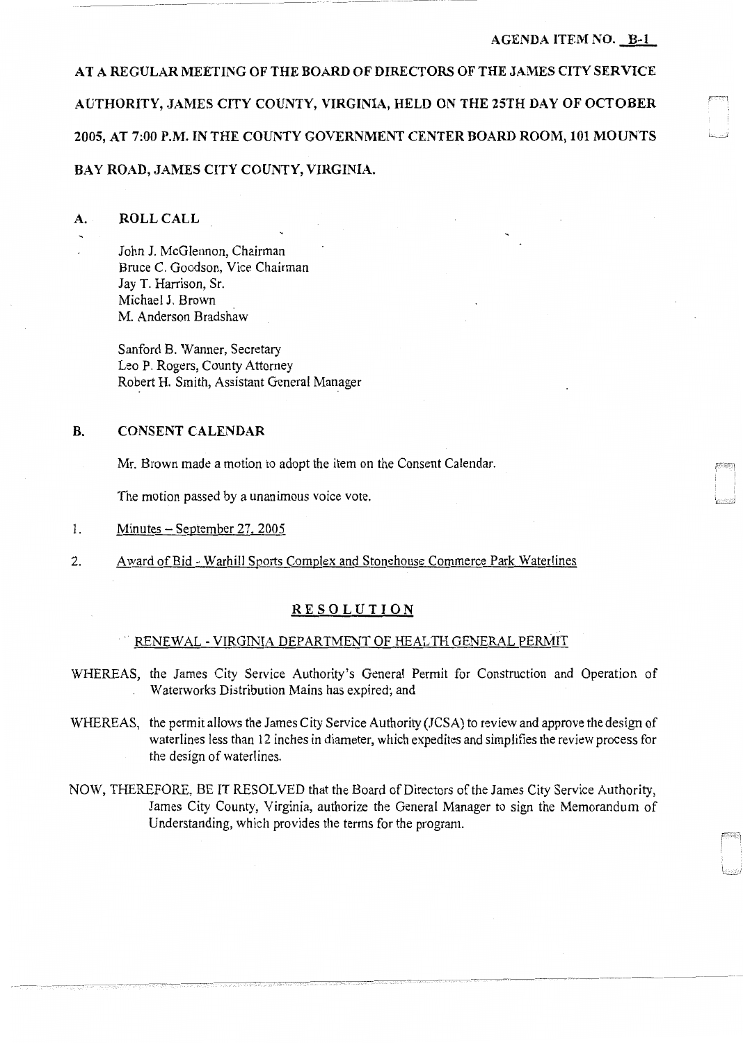AGENDA ITEM NO. B-1

**AT A REGULAR MEETING OF THE BOARD OF DIRECTORS OF THE JAMES CITY SERVICE AUTHORITY, JAMES CITY COUNTY, VIRGINIA, HELD ON THE 25TH DAY OF OCTOBER 2005, AT 7:00 P.M. IN THE COUNTY GOVERNMENT CENTER BOARD ROOM, 101 MOUNTS BAY ROAD, JAMES CITY COUNTY, VIRGINIA.**

## A. ROLL CALL

John J. McGlennon, Chairman
Bruce C. Goodson, Vice Chairman
Jay T. Harrison, Sr.
Michael J. Brown
M. Anderson Bradshaw

Sanford B. Wanner, Secretary
Leo P. Rogers, County Attorney
Robert H. Smith, Assistant General Manager

## B. CONSENT CALENDAR

Mr. Brown made a motion to adopt the item on the Consent Calendar.

The motion passed by a unanimous voice vote.

1. Minutes – September 27, 2005

2. Award of Bid - Warhill Sports Complex and Stonehouse Commerce Park Waterlines

### RESOLUTION

RENEWAL - VIRGINIA DEPARTMENT OF HEALTH GENERAL PERMIT

WHEREAS, the James City Service Authority's General Permit for Construction and Operation of Waterworks Distribution Mains has expired; and

WHEREAS, the permit allows the James City Service Authority (JCSA) to review and approve the design of waterlines less than 12 inches in diameter, which expedites and simplifies the review process for the design of waterlines.

NOW, THEREFORE, BE IT RESOLVED that the Board of Directors of the James City Service Authority, James City County, Virginia, authorize the General Manager to sign the Memorandum of Understanding, which provides the terms for the program.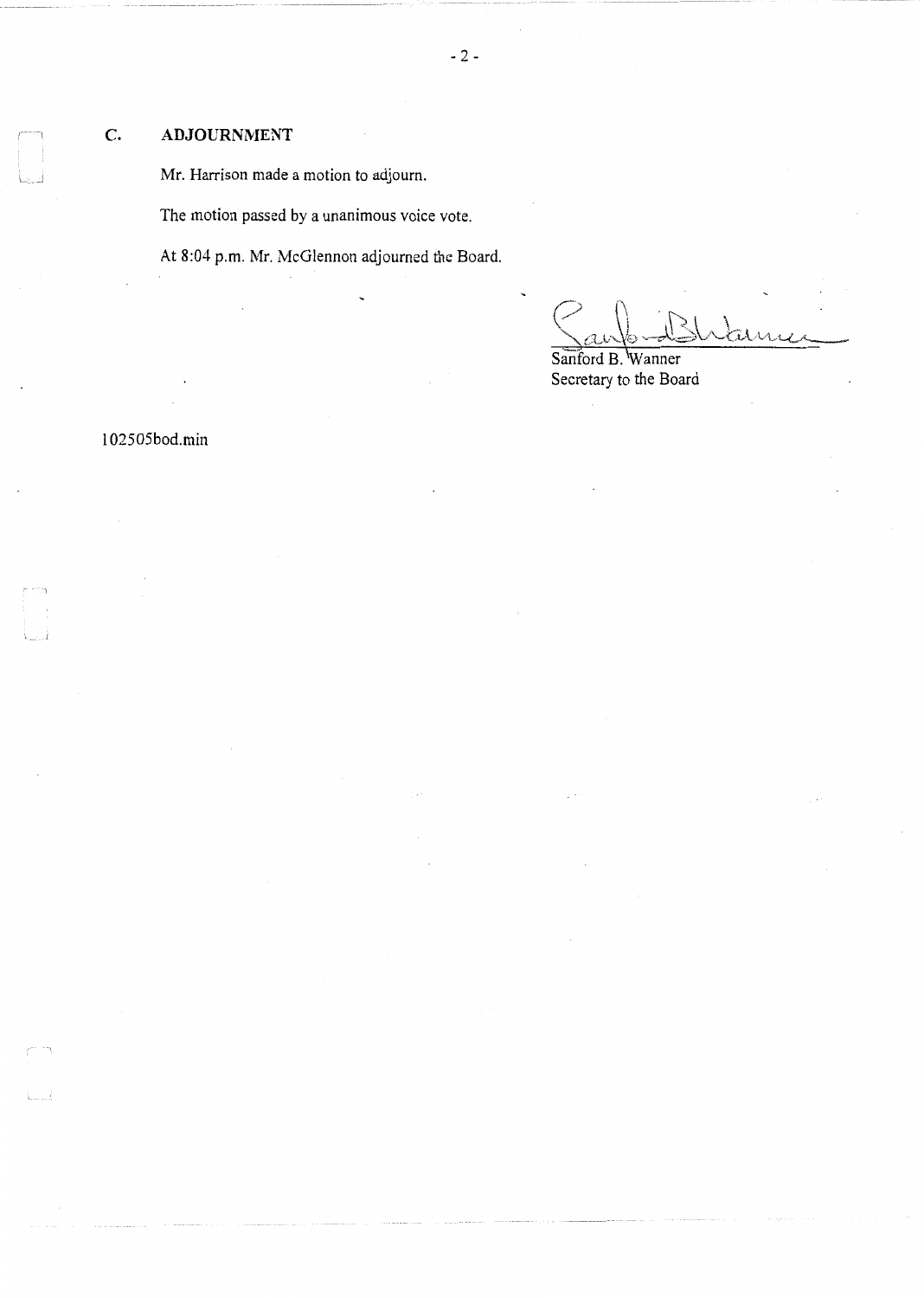## C. ADJOURNMENT

Mr. Harrison made a motion to adjourn.

The motion passed by a unanimous voice vote.

At 8:04 p.m. Mr. McGlennon adjourned the Board.

Sanford B. Wanner
Secretary to the Board

102505bod.min